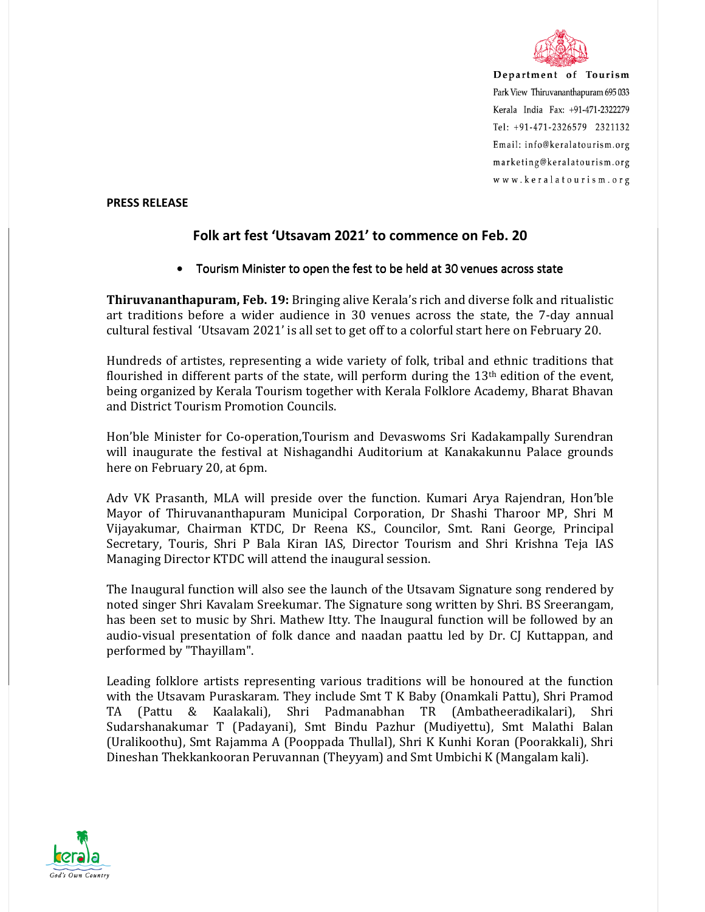Department of Tourism

Park View Thiruvananthapuram 695 033

Kerala India Fax: +91-471-2322279

Tel: +91-471-2326579 2321132

Email: info@keralatourism.org

marketing@keralatourism.org

www.keralatourism.org

**PRESS RELEASE**

## Folk art fest 'Utsavam 2021' to commence on Feb. 20

- Tourism Minister to open the fest to be held at 30 venues across state

**Thiruvananthapuram, Feb. 19:** Bringing alive Kerala's rich and diverse folk and ritualistic art traditions before a wider audience in 30 venues across the state, the 7-day annual cultural festival 'Utsavam 2021' is all set to get off to a colorful start here on February 20.

Hundreds of artistes, representing a wide variety of folk, tribal and ethnic traditions that flourished in different parts of the state, will perform during the 13th edition of the event, being organized by Kerala Tourism together with Kerala Folklore Academy, Bharat Bhavan and District Tourism Promotion Councils.

Hon'ble Minister for Co-operation,Tourism and Devaswoms Sri Kadakampally Surendran will inaugurate the festival at Nishagandhi Auditorium at Kanakakunnu Palace grounds here on February 20, at 6pm.

Adv VK Prasanth, MLA will preside over the function. Kumari Arya Rajendran, Hon'ble Mayor of Thiruvananthapuram Municipal Corporation, Dr Shashi Tharoor MP, Shri M Vijayakumar, Chairman KTDC, Dr Reena KS., Councilor, Smt. Rani George, Principal Secretary, Touris, Shri P Bala Kiran IAS, Director Tourism and Shri Krishna Teja IAS Managing Director KTDC will attend the inaugural session.

The Inaugural function will also see the launch of the Utsavam Signature song rendered by noted singer Shri Kavalam Sreekumar. The Signature song written by Shri. BS Sreerangam, has been set to music by Shri. Mathew Itty. The Inaugural function will be followed by an audio-visual presentation of folk dance and naadan paattu led by Dr. CJ Kuttappan, and performed by "Thayillam".

Leading folklore artists representing various traditions will be honoured at the function with the Utsavam Puraskaram. They include Smt T K Baby (Onamkali Pattu), Shri Pramod TA (Pattu & Kaalakali), Shri Padmanabhan TR (Ambatheeradikalari), Shri Sudarshanakumar T (Padayani), Smt Bindu Pazhur (Mudiyettu), Smt Malathi Balan (Uralikoothu), Smt Rajamma A (Pooppada Thullal), Shri K Kunhi Koran (Poorakkali), Shri Dineshan Thekkankooran Peruvannan (Theyyam) and Smt Umbichi K (Mangalam kali).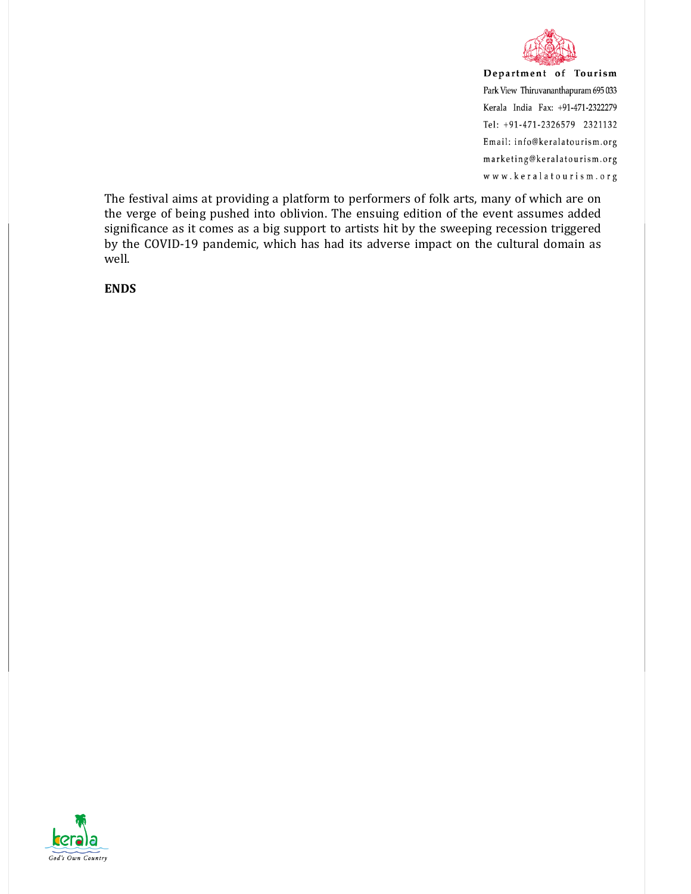Department of Tourism
Park View Thiruvananthapuram 695 033
Kerala India Fax: +91-471-2322279
Tel: +91-471-2326579 2321132
Email: info@keralatourism.org
marketing@keralatourism.org
www.keralatourism.org

The festival aims at providing a platform to performers of folk arts, many of which are on the verge of being pushed into oblivion. The ensuing edition of the event assumes added significance as it comes as a big support to artists hit by the sweeping recession triggered by the COVID-19 pandemic, which has had its adverse impact on the cultural domain as well.

**ENDS**